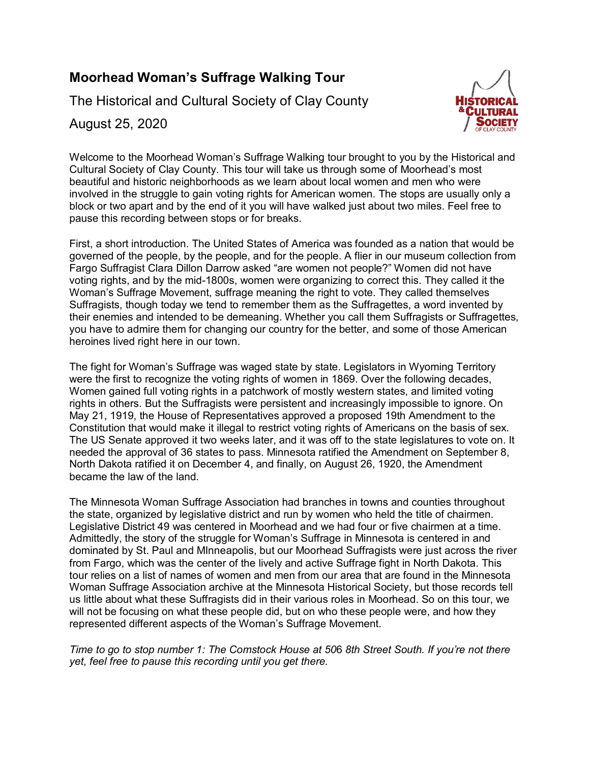# Moorhead Woman's Suffrage Walking Tour

The Historical and Cultural Society of Clay County

August 25, 2020

Welcome to the Moorhead Woman's Suffrage Walking tour brought to you by the Historical and Cultural Society of Clay County. This tour will take us through some of Moorhead's most beautiful and historic neighborhoods as we learn about local women and men who were involved in the struggle to gain voting rights for American women. The stops are usually only a block or two apart and by the end of it you will have walked just about two miles. Feel free to pause this recording between stops or for breaks.

First, a short introduction. The United States of America was founded as a nation that would be governed of the people, by the people, and for the people. A flier in our museum collection from Fargo Suffragist Clara Dillon Darrow asked "are women not people?" Women did not have voting rights, and by the mid-1800s, women were organizing to correct this. They called it the Woman's Suffrage Movement, suffrage meaning the right to vote. They called themselves Suffragists, though today we tend to remember them as the Suffragettes, a word invented by their enemies and intended to be demeaning. Whether you call them Suffragists or Suffragettes, you have to admire them for changing our country for the better, and some of those American heroines lived right here in our town.

The fight for Woman's Suffrage was waged state by state. Legislators in Wyoming Territory were the first to recognize the voting rights of women in 1869. Over the following decades, Women gained full voting rights in a patchwork of mostly western states, and limited voting rights in others. But the Suffragists were persistent and increasingly impossible to ignore. On May 21, 1919, the House of Representatives approved a proposed 19th Amendment to the Constitution that would make it illegal to restrict voting rights of Americans on the basis of sex. The US Senate approved it two weeks later, and it was off to the state legislatures to vote on. It needed the approval of 36 states to pass. Minnesota ratified the Amendment on September 8, North Dakota ratified it on December 4, and finally, on August 26, 1920, the Amendment became the law of the land.

The Minnesota Woman Suffrage Association had branches in towns and counties throughout the state, organized by legislative district and run by women who held the title of chairmen. Legislative District 49 was centered in Moorhead and we had four or five chairmen at a time. Admittedly, the story of the struggle for Woman's Suffrage in Minnesota is centered in and dominated by St. Paul and MInneapolis, but our Moorhead Suffragists were just across the river from Fargo, which was the center of the lively and active Suffrage fight in North Dakota. This tour relies on a list of names of women and men from our area that are found in the Minnesota Woman Suffrage Association archive at the Minnesota Historical Society, but those records tell us little about what these Suffragists did in their various roles in Moorhead. So on this tour, we will not be focusing on what these people did, but on who these people were, and how they represented different aspects of the Woman's Suffrage Movement.

*Time to go to stop number 1: The Comstock House at 506 8th Street South. If you're not there yet, feel free to pause this recording until you get there.*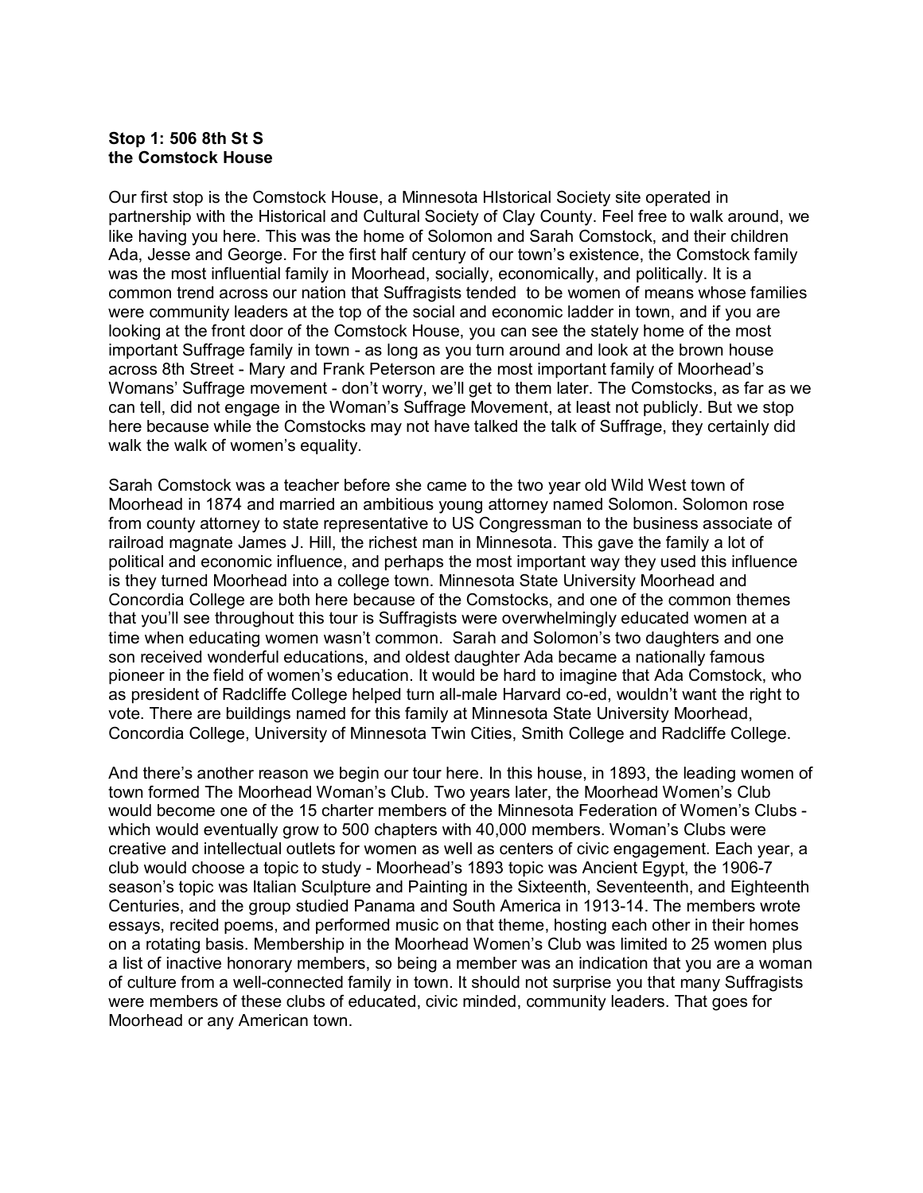**Stop 1: 506 8th St S**
**the Comstock House**

Our first stop is the Comstock House, a Minnesota HIstorical Society site operated in partnership with the Historical and Cultural Society of Clay County. Feel free to walk around, we like having you here. This was the home of Solomon and Sarah Comstock, and their children Ada, Jesse and George. For the first half century of our town's existence, the Comstock family was the most influential family in Moorhead, socially, economically, and politically. It is a common trend across our nation that Suffragists tended to be women of means whose families were community leaders at the top of the social and economic ladder in town, and if you are looking at the front door of the Comstock House, you can see the stately home of the most important Suffrage family in town - as long as you turn around and look at the brown house across 8th Street - Mary and Frank Peterson are the most important family of Moorhead's Womans' Suffrage movement - don't worry, we'll get to them later. The Comstocks, as far as we can tell, did not engage in the Woman's Suffrage Movement, at least not publicly. But we stop here because while the Comstocks may not have talked the talk of Suffrage, they certainly did walk the walk of women's equality.

Sarah Comstock was a teacher before she came to the two year old Wild West town of Moorhead in 1874 and married an ambitious young attorney named Solomon. Solomon rose from county attorney to state representative to US Congressman to the business associate of railroad magnate James J. Hill, the richest man in Minnesota. This gave the family a lot of political and economic influence, and perhaps the most important way they used this influence is they turned Moorhead into a college town. Minnesota State University Moorhead and Concordia College are both here because of the Comstocks, and one of the common themes that you'll see throughout this tour is Suffragists were overwhelmingly educated women at a time when educating women wasn't common. Sarah and Solomon's two daughters and one son received wonderful educations, and oldest daughter Ada became a nationally famous pioneer in the field of women's education. It would be hard to imagine that Ada Comstock, who as president of Radcliffe College helped turn all-male Harvard co-ed, wouldn't want the right to vote. There are buildings named for this family at Minnesota State University Moorhead, Concordia College, University of Minnesota Twin Cities, Smith College and Radcliffe College.

And there's another reason we begin our tour here. In this house, in 1893, the leading women of town formed The Moorhead Woman's Club. Two years later, the Moorhead Women's Club would become one of the 15 charter members of the Minnesota Federation of Women's Clubs - which would eventually grow to 500 chapters with 40,000 members. Woman's Clubs were creative and intellectual outlets for women as well as centers of civic engagement. Each year, a club would choose a topic to study - Moorhead's 1893 topic was Ancient Egypt, the 1906-7 season's topic was Italian Sculpture and Painting in the Sixteenth, Seventeenth, and Eighteenth Centuries, and the group studied Panama and South America in 1913-14. The members wrote essays, recited poems, and performed music on that theme, hosting each other in their homes on a rotating basis. Membership in the Moorhead Women's Club was limited to 25 women plus a list of inactive honorary members, so being a member was an indication that you are a woman of culture from a well-connected family in town. It should not surprise you that many Suffragists were members of these clubs of educated, civic minded, community leaders. That goes for Moorhead or any American town.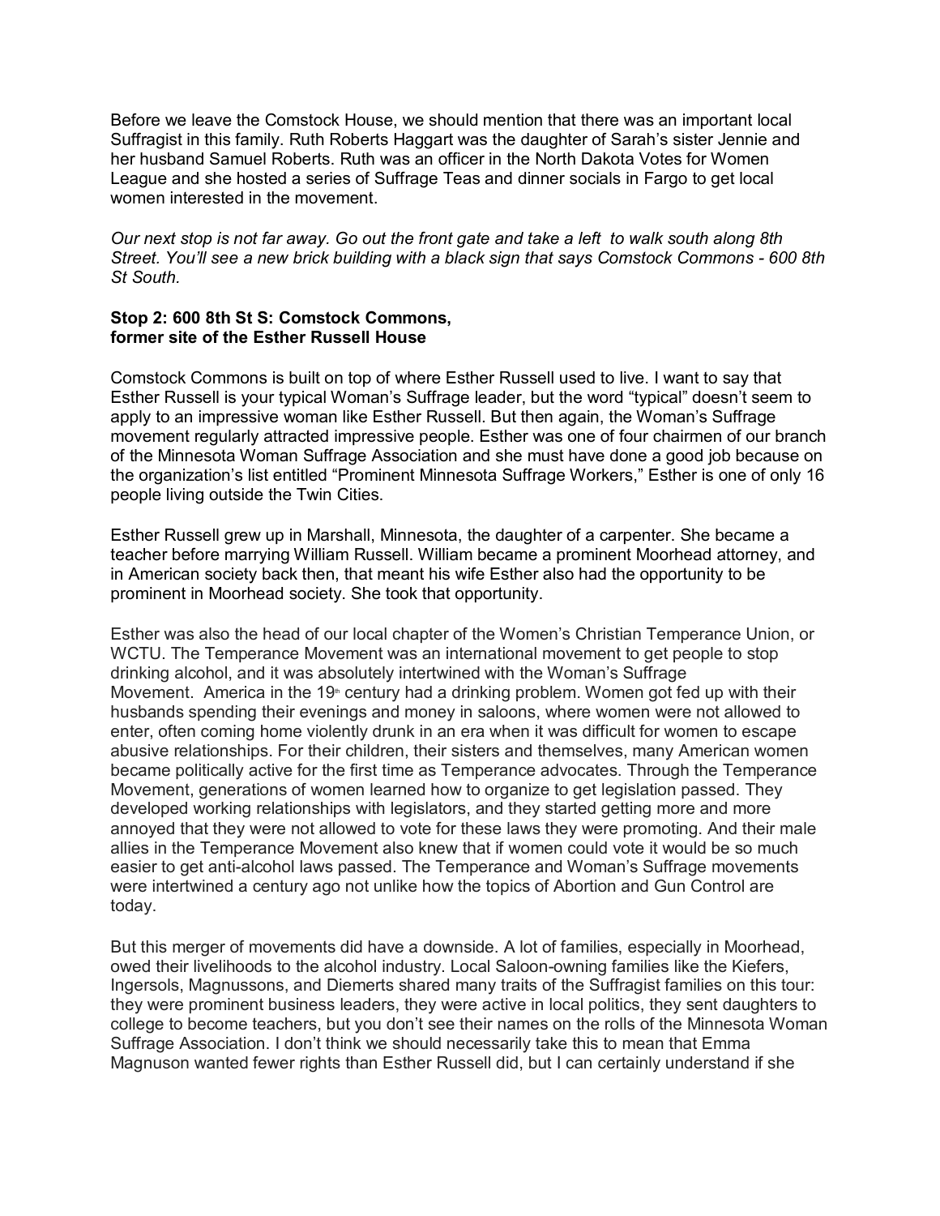Before we leave the Comstock House, we should mention that there was an important local Suffragist in this family. Ruth Roberts Haggart was the daughter of Sarah's sister Jennie and her husband Samuel Roberts. Ruth was an officer in the North Dakota Votes for Women League and she hosted a series of Suffrage Teas and dinner socials in Fargo to get local women interested in the movement.

*Our next stop is not far away. Go out the front gate and take a left to walk south along 8th Street. You'll see a new brick building with a black sign that says Comstock Commons - 600 8th St South.*

**Stop 2: 600 8th St S: Comstock Commons, former site of the Esther Russell House**

Comstock Commons is built on top of where Esther Russell used to live. I want to say that Esther Russell is your typical Woman's Suffrage leader, but the word "typical" doesn't seem to apply to an impressive woman like Esther Russell. But then again, the Woman's Suffrage movement regularly attracted impressive people. Esther was one of four chairmen of our branch of the Minnesota Woman Suffrage Association and she must have done a good job because on the organization's list entitled "Prominent Minnesota Suffrage Workers," Esther is one of only 16 people living outside the Twin Cities.

Esther Russell grew up in Marshall, Minnesota, the daughter of a carpenter. She became a teacher before marrying William Russell. William became a prominent Moorhead attorney, and in American society back then, that meant his wife Esther also had the opportunity to be prominent in Moorhead society. She took that opportunity.

Esther was also the head of our local chapter of the Women's Christian Temperance Union, or WCTU. The Temperance Movement was an international movement to get people to stop drinking alcohol, and it was absolutely intertwined with the Woman's Suffrage Movement. America in the 19th century had a drinking problem. Women got fed up with their husbands spending their evenings and money in saloons, where women were not allowed to enter, often coming home violently drunk in an era when it was difficult for women to escape abusive relationships. For their children, their sisters and themselves, many American women became politically active for the first time as Temperance advocates. Through the Temperance Movement, generations of women learned how to organize to get legislation passed. They developed working relationships with legislators, and they started getting more and more annoyed that they were not allowed to vote for these laws they were promoting. And their male allies in the Temperance Movement also knew that if women could vote it would be so much easier to get anti-alcohol laws passed. The Temperance and Woman's Suffrage movements were intertwined a century ago not unlike how the topics of Abortion and Gun Control are today.

But this merger of movements did have a downside. A lot of families, especially in Moorhead, owed their livelihoods to the alcohol industry. Local Saloon-owning families like the Kiefers, Ingersols, Magnussons, and Diemerts shared many traits of the Suffragist families on this tour: they were prominent business leaders, they were active in local politics, they sent daughters to college to become teachers, but you don't see their names on the rolls of the Minnesota Woman Suffrage Association. I don't think we should necessarily take this to mean that Emma Magnuson wanted fewer rights than Esther Russell did, but I can certainly understand if she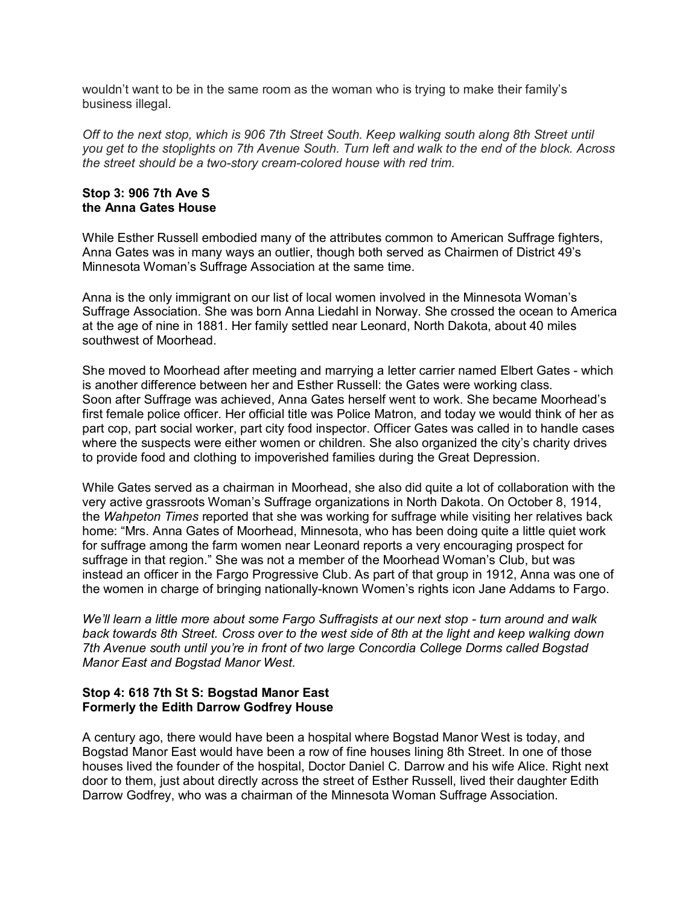wouldn't want to be in the same room as the woman who is trying to make their family's business illegal.

*Off to the next stop, which is 906 7th Street South. Keep walking south along 8th Street until you get to the stoplights on 7th Avenue South. Turn left and walk to the end of the block. Across the street should be a two-story cream-colored house with red trim.*

**Stop 3: 906 7th Ave S**
**the Anna Gates House**

While Esther Russell embodied many of the attributes common to American Suffrage fighters, Anna Gates was in many ways an outlier, though both served as Chairmen of District 49's Minnesota Woman's Suffrage Association at the same time.

Anna is the only immigrant on our list of local women involved in the Minnesota Woman's Suffrage Association. She was born Anna Liedahl in Norway. She crossed the ocean to America at the age of nine in 1881. Her family settled near Leonard, North Dakota, about 40 miles southwest of Moorhead.

She moved to Moorhead after meeting and marrying a letter carrier named Elbert Gates - which is another difference between her and Esther Russell: the Gates were working class.
Soon after Suffrage was achieved, Anna Gates herself went to work. She became Moorhead's first female police officer. Her official title was Police Matron, and today we would think of her as part cop, part social worker, part city food inspector. Officer Gates was called in to handle cases where the suspects were either women or children. She also organized the city's charity drives to provide food and clothing to impoverished families during the Great Depression.

While Gates served as a chairman in Moorhead, she also did quite a lot of collaboration with the very active grassroots Woman's Suffrage organizations in North Dakota. On October 8, 1914, the *Wahpeton Times* reported that she was working for suffrage while visiting her relatives back home: "Mrs. Anna Gates of Moorhead, Minnesota, who has been doing quite a little quiet work for suffrage among the farm women near Leonard reports a very encouraging prospect for suffrage in that region." She was not a member of the Moorhead Woman's Club, but was instead an officer in the Fargo Progressive Club. As part of that group in 1912, Anna was one of the women in charge of bringing nationally-known Women's rights icon Jane Addams to Fargo.

*We'll learn a little more about some Fargo Suffragists at our next stop - turn around and walk back towards 8th Street. Cross over to the west side of 8th at the light and keep walking down 7th Avenue south until you're in front of two large Concordia College Dorms called Bogstad Manor East and Bogstad Manor West.*

**Stop 4: 618 7th St S: Bogstad Manor East**
**Formerly the Edith Darrow Godfrey House**

A century ago, there would have been a hospital where Bogstad Manor West is today, and Bogstad Manor East would have been a row of fine houses lining 8th Street. In one of those houses lived the founder of the hospital, Doctor Daniel C. Darrow and his wife Alice. Right next door to them, just about directly across the street of Esther Russell, lived their daughter Edith Darrow Godfrey, who was a chairman of the Minnesota Woman Suffrage Association.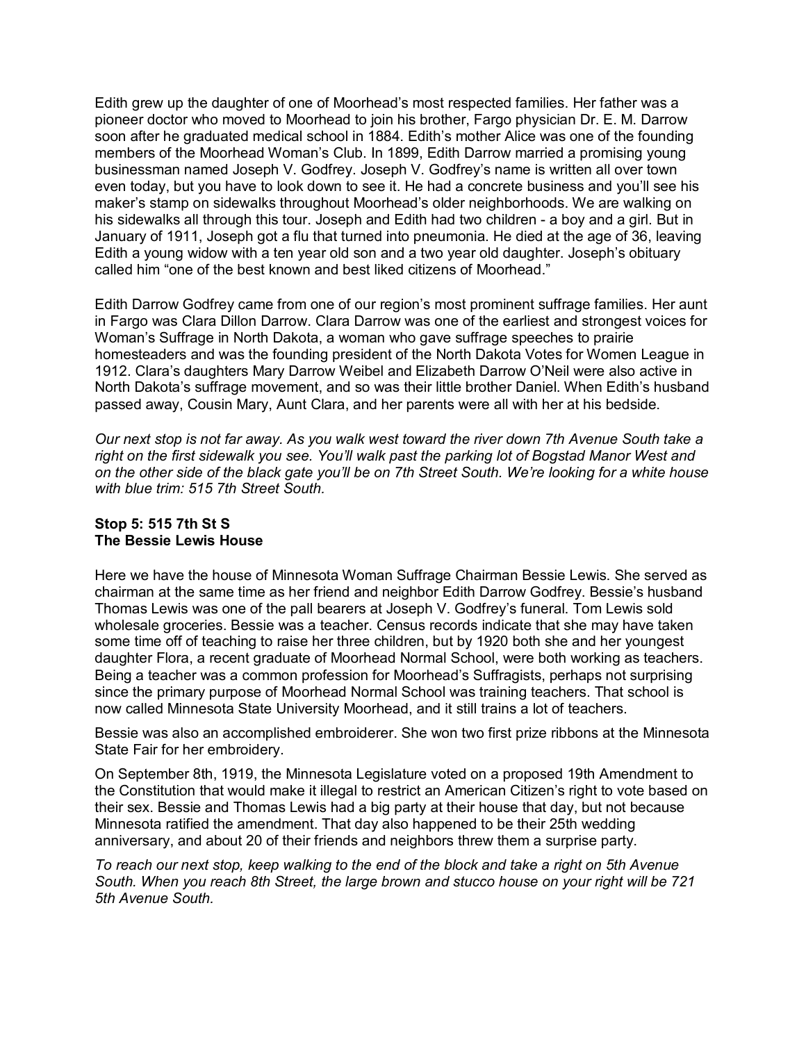Edith grew up the daughter of one of Moorhead's most respected families. Her father was a pioneer doctor who moved to Moorhead to join his brother, Fargo physician Dr. E. M. Darrow soon after he graduated medical school in 1884. Edith's mother Alice was one of the founding members of the Moorhead Woman's Club. In 1899, Edith Darrow married a promising young businessman named Joseph V. Godfrey. Joseph V. Godfrey's name is written all over town even today, but you have to look down to see it. He had a concrete business and you'll see his maker's stamp on sidewalks throughout Moorhead's older neighborhoods. We are walking on his sidewalks all through this tour. Joseph and Edith had two children - a boy and a girl. But in January of 1911, Joseph got a flu that turned into pneumonia. He died at the age of 36, leaving Edith a young widow with a ten year old son and a two year old daughter. Joseph's obituary called him "one of the best known and best liked citizens of Moorhead."

Edith Darrow Godfrey came from one of our region's most prominent suffrage families. Her aunt in Fargo was Clara Dillon Darrow. Clara Darrow was one of the earliest and strongest voices for Woman's Suffrage in North Dakota, a woman who gave suffrage speeches to prairie homesteaders and was the founding president of the North Dakota Votes for Women League in 1912. Clara's daughters Mary Darrow Weibel and Elizabeth Darrow O'Neil were also active in North Dakota's suffrage movement, and so was their little brother Daniel. When Edith's husband passed away, Cousin Mary, Aunt Clara, and her parents were all with her at his bedside.

*Our next stop is not far away. As you walk west toward the river down 7th Avenue South take a right on the first sidewalk you see. You'll walk past the parking lot of Bogstad Manor West and on the other side of the black gate you'll be on 7th Street South. We're looking for a white house with blue trim: 515 7th Street South.*

**Stop 5: 515 7th St S**
**The Bessie Lewis House**

Here we have the house of Minnesota Woman Suffrage Chairman Bessie Lewis. She served as chairman at the same time as her friend and neighbor Edith Darrow Godfrey. Bessie's husband Thomas Lewis was one of the pall bearers at Joseph V. Godfrey's funeral. Tom Lewis sold wholesale groceries. Bessie was a teacher. Census records indicate that she may have taken some time off of teaching to raise her three children, but by 1920 both she and her youngest daughter Flora, a recent graduate of Moorhead Normal School, were both working as teachers. Being a teacher was a common profession for Moorhead's Suffragists, perhaps not surprising since the primary purpose of Moorhead Normal School was training teachers. That school is now called Minnesota State University Moorhead, and it still trains a lot of teachers.

Bessie was also an accomplished embroiderer. She won two first prize ribbons at the Minnesota State Fair for her embroidery.

On September 8th, 1919, the Minnesota Legislature voted on a proposed 19th Amendment to the Constitution that would make it illegal to restrict an American Citizen's right to vote based on their sex. Bessie and Thomas Lewis had a big party at their house that day, but not because Minnesota ratified the amendment. That day also happened to be their 25th wedding anniversary, and about 20 of their friends and neighbors threw them a surprise party.

*To reach our next stop, keep walking to the end of the block and take a right on 5th Avenue South. When you reach 8th Street, the large brown and stucco house on your right will be 721 5th Avenue South.*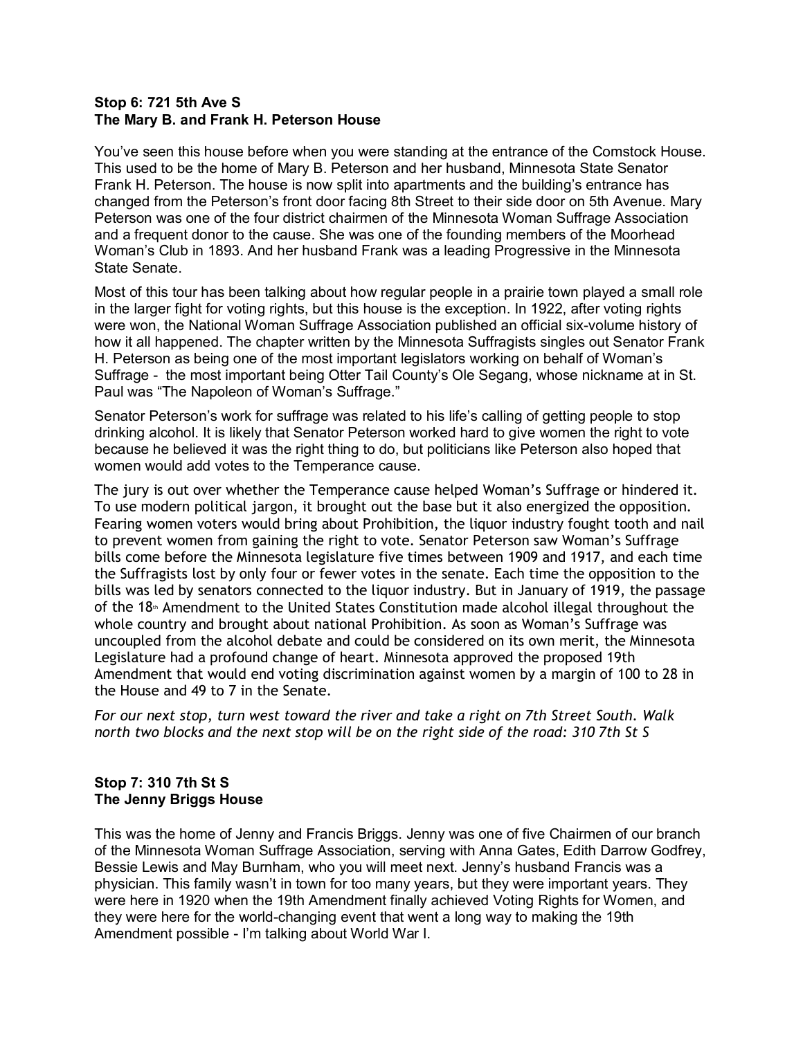**Stop 6: 721 5th Ave S**
**The Mary B. and Frank H. Peterson House**

You've seen this house before when you were standing at the entrance of the Comstock House. This used to be the home of Mary B. Peterson and her husband, Minnesota State Senator Frank H. Peterson. The house is now split into apartments and the building's entrance has changed from the Peterson's front door facing 8th Street to their side door on 5th Avenue. Mary Peterson was one of the four district chairmen of the Minnesota Woman Suffrage Association and a frequent donor to the cause. She was one of the founding members of the Moorhead Woman's Club in 1893. And her husband Frank was a leading Progressive in the Minnesota State Senate.

Most of this tour has been talking about how regular people in a prairie town played a small role in the larger fight for voting rights, but this house is the exception. In 1922, after voting rights were won, the National Woman Suffrage Association published an official six-volume history of how it all happened. The chapter written by the Minnesota Suffragists singles out Senator Frank H. Peterson as being one of the most important legislators working on behalf of Woman's Suffrage - the most important being Otter Tail County's Ole Segang, whose nickname at in St. Paul was "The Napoleon of Woman's Suffrage."

Senator Peterson's work for suffrage was related to his life's calling of getting people to stop drinking alcohol. It is likely that Senator Peterson worked hard to give women the right to vote because he believed it was the right thing to do, but politicians like Peterson also hoped that women would add votes to the Temperance cause.

The jury is out over whether the Temperance cause helped Woman's Suffrage or hindered it. To use modern political jargon, it brought out the base but it also energized the opposition. Fearing women voters would bring about Prohibition, the liquor industry fought tooth and nail to prevent women from gaining the right to vote. Senator Peterson saw Woman's Suffrage bills come before the Minnesota legislature five times between 1909 and 1917, and each time the Suffragists lost by only four or fewer votes in the senate. Each time the opposition to the bills was led by senators connected to the liquor industry. But in January of 1919, the passage of the 18th Amendment to the United States Constitution made alcohol illegal throughout the whole country and brought about national Prohibition. As soon as Woman's Suffrage was uncoupled from the alcohol debate and could be considered on its own merit, the Minnesota Legislature had a profound change of heart. Minnesota approved the proposed 19th Amendment that would end voting discrimination against women by a margin of 100 to 28 in the House and 49 to 7 in the Senate.

*For our next stop, turn west toward the river and take a right on 7th Street South. Walk north two blocks and the next stop will be on the right side of the road: 310 7th St S*

**Stop 7: 310 7th St S**
**The Jenny Briggs House**

This was the home of Jenny and Francis Briggs. Jenny was one of five Chairmen of our branch of the Minnesota Woman Suffrage Association, serving with Anna Gates, Edith Darrow Godfrey, Bessie Lewis and May Burnham, who you will meet next. Jenny's husband Francis was a physician. This family wasn't in town for too many years, but they were important years. They were here in 1920 when the 19th Amendment finally achieved Voting Rights for Women, and they were here for the world-changing event that went a long way to making the 19th Amendment possible - I'm talking about World War I.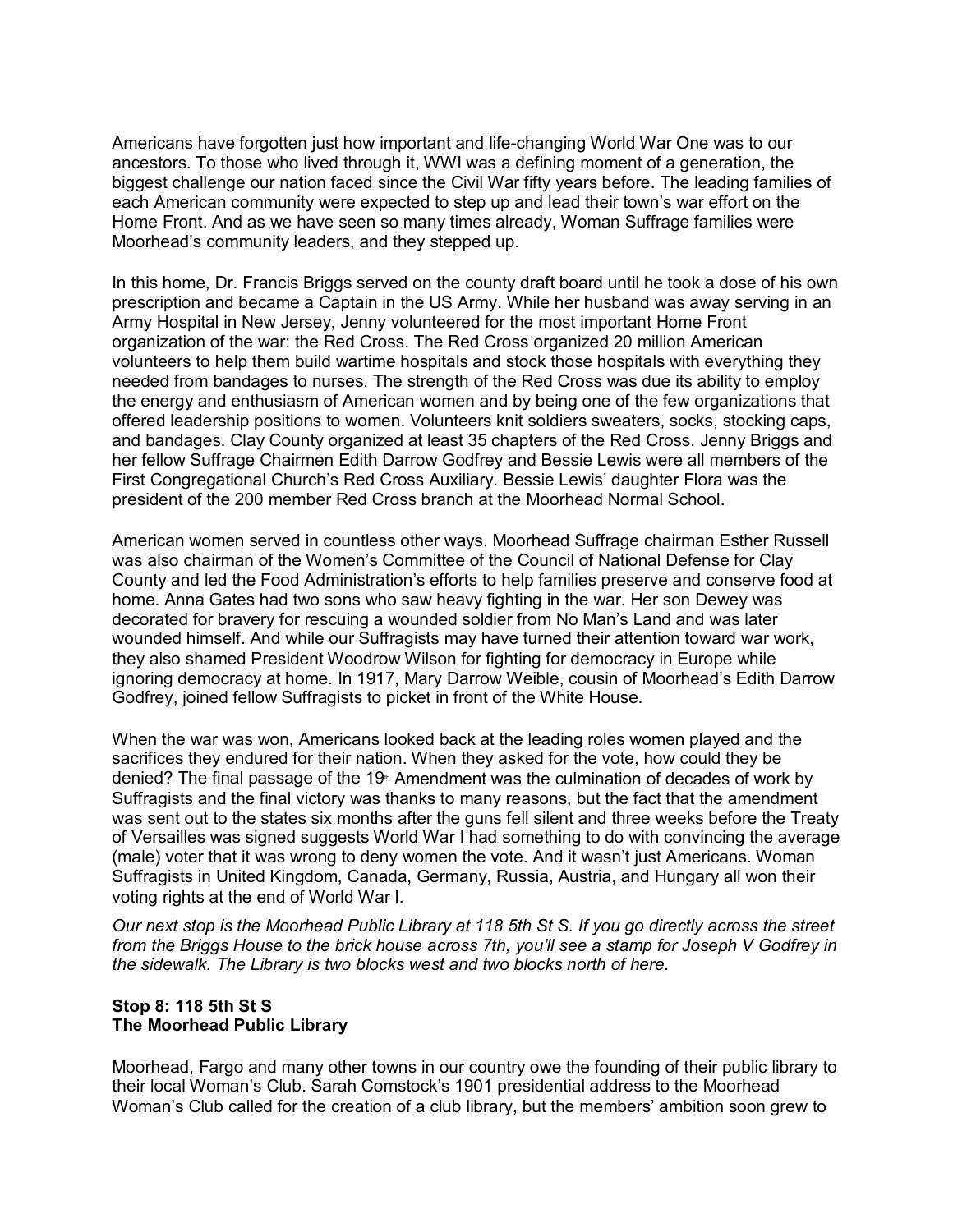Americans have forgotten just how important and life-changing World War One was to our ancestors. To those who lived through it, WWI was a defining moment of a generation, the biggest challenge our nation faced since the Civil War fifty years before. The leading families of each American community were expected to step up and lead their town's war effort on the Home Front. And as we have seen so many times already, Woman Suffrage families were Moorhead's community leaders, and they stepped up.

In this home, Dr. Francis Briggs served on the county draft board until he took a dose of his own prescription and became a Captain in the US Army. While her husband was away serving in an Army Hospital in New Jersey, Jenny volunteered for the most important Home Front organization of the war: the Red Cross. The Red Cross organized 20 million American volunteers to help them build wartime hospitals and stock those hospitals with everything they needed from bandages to nurses. The strength of the Red Cross was due its ability to employ the energy and enthusiasm of American women and by being one of the few organizations that offered leadership positions to women. Volunteers knit soldiers sweaters, socks, stocking caps, and bandages. Clay County organized at least 35 chapters of the Red Cross. Jenny Briggs and her fellow Suffrage Chairmen Edith Darrow Godfrey and Bessie Lewis were all members of the First Congregational Church's Red Cross Auxiliary. Bessie Lewis' daughter Flora was the president of the 200 member Red Cross branch at the Moorhead Normal School.

American women served in countless other ways. Moorhead Suffrage chairman Esther Russell was also chairman of the Women's Committee of the Council of National Defense for Clay County and led the Food Administration's efforts to help families preserve and conserve food at home. Anna Gates had two sons who saw heavy fighting in the war. Her son Dewey was decorated for bravery for rescuing a wounded soldier from No Man's Land and was later wounded himself. And while our Suffragists may have turned their attention toward war work, they also shamed President Woodrow Wilson for fighting for democracy in Europe while ignoring democracy at home. In 1917, Mary Darrow Weible, cousin of Moorhead's Edith Darrow Godfrey, joined fellow Suffragists to picket in front of the White House.

When the war was won, Americans looked back at the leading roles women played and the sacrifices they endured for their nation. When they asked for the vote, how could they be denied? The final passage of the 19th Amendment was the culmination of decades of work by Suffragists and the final victory was thanks to many reasons, but the fact that the amendment was sent out to the states six months after the guns fell silent and three weeks before the Treaty of Versailles was signed suggests World War I had something to do with convincing the average (male) voter that it was wrong to deny women the vote. And it wasn't just Americans. Woman Suffragists in United Kingdom, Canada, Germany, Russia, Austria, and Hungary all won their voting rights at the end of World War I.

*Our next stop is the Moorhead Public Library at 118 5th St S. If you go directly across the street from the Briggs House to the brick house across 7th, you'll see a stamp for Joseph V Godfrey in the sidewalk. The Library is two blocks west and two blocks north of here.*

**Stop 8: 118 5th St S**
**The Moorhead Public Library**

Moorhead, Fargo and many other towns in our country owe the founding of their public library to their local Woman's Club. Sarah Comstock's 1901 presidential address to the Moorhead Woman's Club called for the creation of a club library, but the members' ambition soon grew to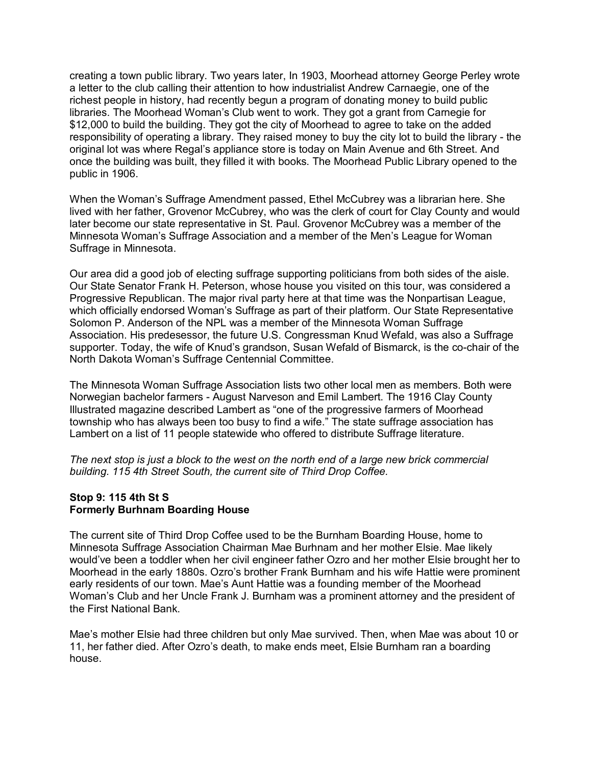creating a town public library. Two years later, In 1903, Moorhead attorney George Perley wrote a letter to the club calling their attention to how industrialist Andrew Carnaegie, one of the richest people in history, had recently begun a program of donating money to build public libraries. The Moorhead Woman's Club went to work. They got a grant from Carnegie for $12,000 to build the building. They got the city of Moorhead to agree to take on the added responsibility of operating a library. They raised money to buy the city lot to build the library - the original lot was where Regal's appliance store is today on Main Avenue and 6th Street. And once the building was built, they filled it with books. The Moorhead Public Library opened to the public in 1906.

When the Woman's Suffrage Amendment passed, Ethel McCubrey was a librarian here. She lived with her father, Grovenor McCubrey, who was the clerk of court for Clay County and would later become our state representative in St. Paul. Grovenor McCubrey was a member of the Minnesota Woman's Suffrage Association and a member of the Men's League for Woman Suffrage in Minnesota.

Our area did a good job of electing suffrage supporting politicians from both sides of the aisle. Our State Senator Frank H. Peterson, whose house you visited on this tour, was considered a Progressive Republican. The major rival party here at that time was the Nonpartisan League, which officially endorsed Woman's Suffrage as part of their platform. Our State Representative Solomon P. Anderson of the NPL was a member of the Minnesota Woman Suffrage Association. His predesessor, the future U.S. Congressman Knud Wefald, was also a Suffrage supporter. Today, the wife of Knud's grandson, Susan Wefald of Bismarck, is the co-chair of the North Dakota Woman's Suffrage Centennial Committee.

The Minnesota Woman Suffrage Association lists two other local men as members. Both were Norwegian bachelor farmers - August Narveson and Emil Lambert. The 1916 Clay County Illustrated magazine described Lambert as "one of the progressive farmers of Moorhead township who has always been too busy to find a wife." The state suffrage association has Lambert on a list of 11 people statewide who offered to distribute Suffrage literature.

*The next stop is just a block to the west on the north end of a large new brick commercial building. 115 4th Street South, the current site of Third Drop Coffee.*

**Stop 9: 115 4th St S**
**Formerly Burhnam Boarding House**

The current site of Third Drop Coffee used to be the Burnham Boarding House, home to Minnesota Suffrage Association Chairman Mae Burhnam and her mother Elsie. Mae likely would've been a toddler when her civil engineer father Ozro and her mother Elsie brought her to Moorhead in the early 1880s. Ozro's brother Frank Burnham and his wife Hattie were prominent early residents of our town. Mae's Aunt Hattie was a founding member of the Moorhead Woman's Club and her Uncle Frank J. Burnham was a prominent attorney and the president of the First National Bank.

Mae's mother Elsie had three children but only Mae survived. Then, when Mae was about 10 or 11, her father died. After Ozro's death, to make ends meet, Elsie Burnham ran a boarding house.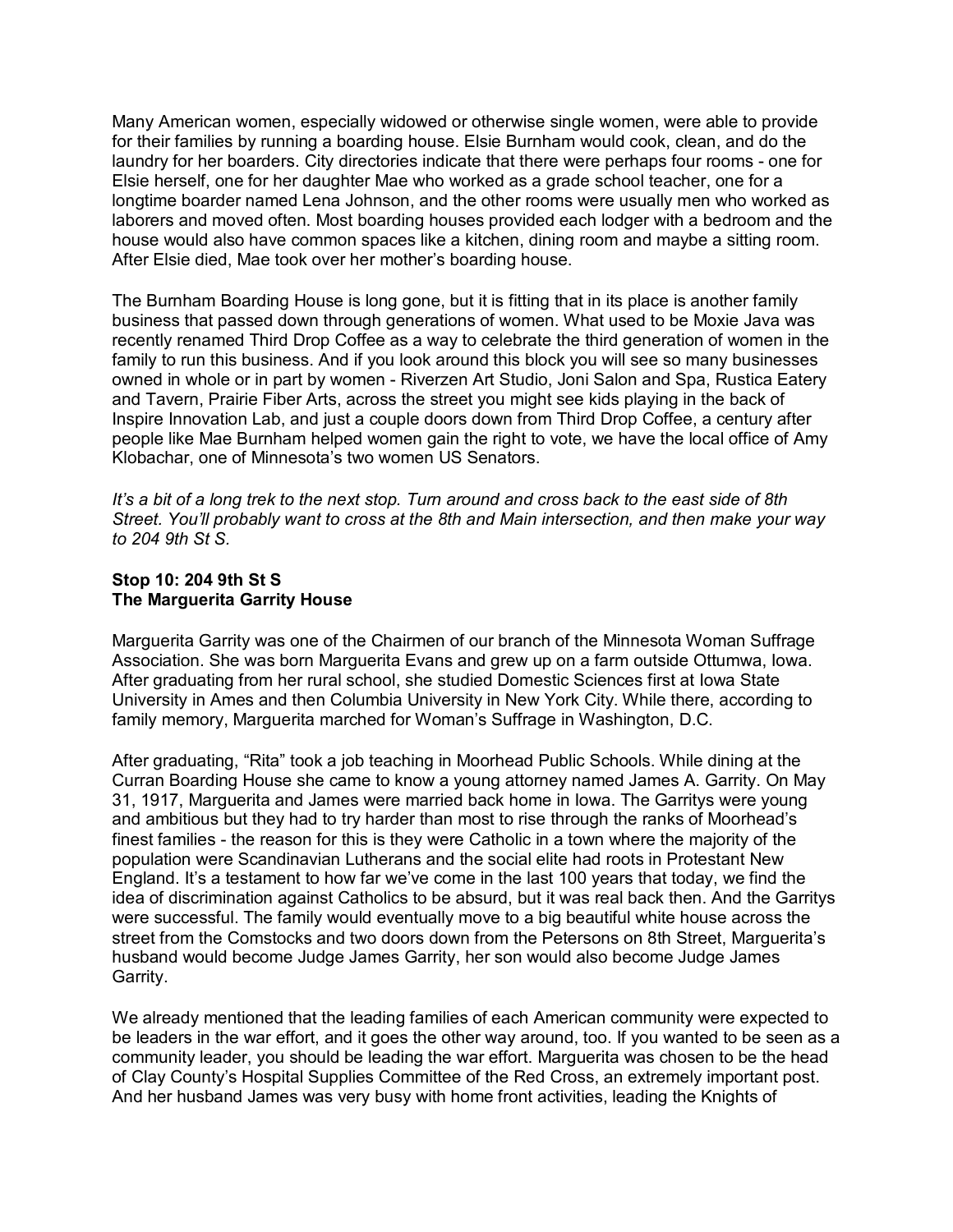Many American women, especially widowed or otherwise single women, were able to provide for their families by running a boarding house. Elsie Burnham would cook, clean, and do the laundry for her boarders. City directories indicate that there were perhaps four rooms - one for Elsie herself, one for her daughter Mae who worked as a grade school teacher, one for a longtime boarder named Lena Johnson, and the other rooms were usually men who worked as laborers and moved often. Most boarding houses provided each lodger with a bedroom and the house would also have common spaces like a kitchen, dining room and maybe a sitting room. After Elsie died, Mae took over her mother's boarding house.

The Burnham Boarding House is long gone, but it is fitting that in its place is another family business that passed down through generations of women. What used to be Moxie Java was recently renamed Third Drop Coffee as a way to celebrate the third generation of women in the family to run this business. And if you look around this block you will see so many businesses owned in whole or in part by women - Riverzen Art Studio, Joni Salon and Spa, Rustica Eatery and Tavern, Prairie Fiber Arts, across the street you might see kids playing in the back of Inspire Innovation Lab, and just a couple doors down from Third Drop Coffee, a century after people like Mae Burnham helped women gain the right to vote, we have the local office of Amy Klobachar, one of Minnesota's two women US Senators.

*It's a bit of a long trek to the next stop. Turn around and cross back to the east side of 8th Street. You'll probably want to cross at the 8th and Main intersection, and then make your way to 204 9th St S.*

**Stop 10: 204 9th St S**
**The Marguerita Garrity House**

Marguerita Garrity was one of the Chairmen of our branch of the Minnesota Woman Suffrage Association. She was born Marguerita Evans and grew up on a farm outside Ottumwa, Iowa. After graduating from her rural school, she studied Domestic Sciences first at Iowa State University in Ames and then Columbia University in New York City. While there, according to family memory, Marguerita marched for Woman's Suffrage in Washington, D.C.

After graduating, "Rita" took a job teaching in Moorhead Public Schools. While dining at the Curran Boarding House she came to know a young attorney named James A. Garrity. On May 31, 1917, Marguerita and James were married back home in Iowa. The Garritys were young and ambitious but they had to try harder than most to rise through the ranks of Moorhead's finest families - the reason for this is they were Catholic in a town where the majority of the population were Scandinavian Lutherans and the social elite had roots in Protestant New England. It's a testament to how far we've come in the last 100 years that today, we find the idea of discrimination against Catholics to be absurd, but it was real back then. And the Garritys were successful. The family would eventually move to a big beautiful white house across the street from the Comstocks and two doors down from the Petersons on 8th Street, Marguerita's husband would become Judge James Garrity, her son would also become Judge James Garrity.

We already mentioned that the leading families of each American community were expected to be leaders in the war effort, and it goes the other way around, too. If you wanted to be seen as a community leader, you should be leading the war effort. Marguerita was chosen to be the head of Clay County's Hospital Supplies Committee of the Red Cross, an extremely important post. And her husband James was very busy with home front activities, leading the Knights of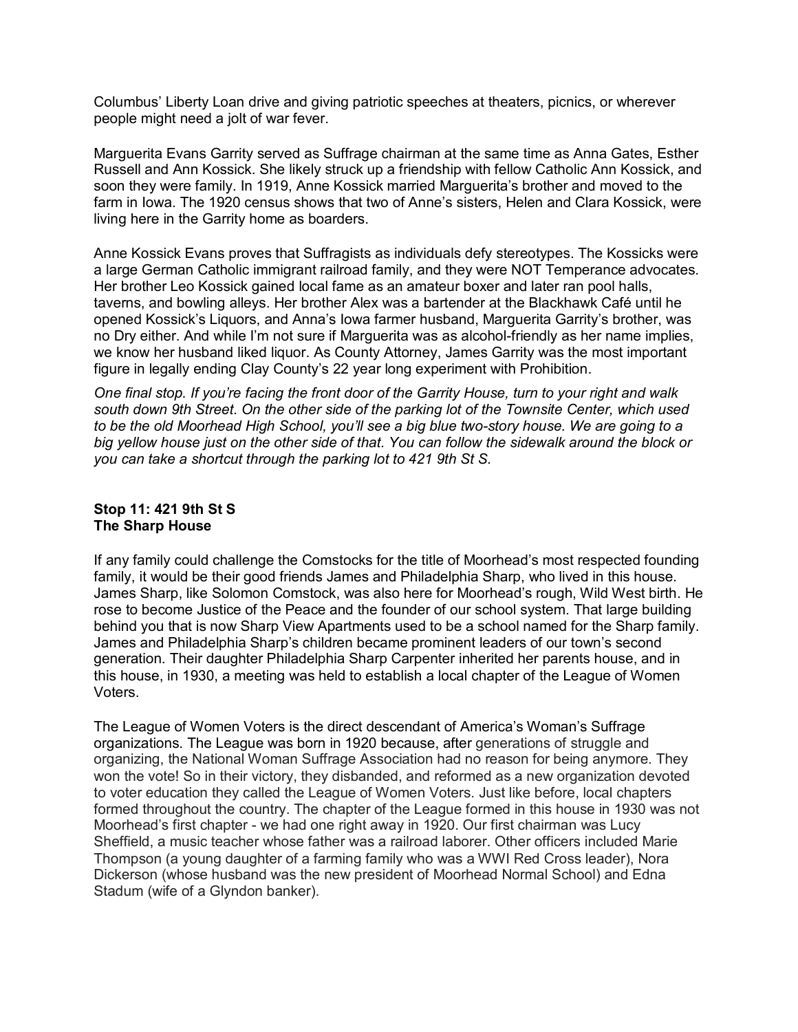Columbus' Liberty Loan drive and giving patriotic speeches at theaters, picnics, or wherever people might need a jolt of war fever.

Marguerita Evans Garrity served as Suffrage chairman at the same time as Anna Gates, Esther Russell and Ann Kossick. She likely struck up a friendship with fellow Catholic Ann Kossick, and soon they were family. In 1919, Anne Kossick married Marguerita's brother and moved to the farm in Iowa. The 1920 census shows that two of Anne's sisters, Helen and Clara Kossick, were living here in the Garrity home as boarders.

Anne Kossick Evans proves that Suffragists as individuals defy stereotypes. The Kossicks were a large German Catholic immigrant railroad family, and they were NOT Temperance advocates. Her brother Leo Kossick gained local fame as an amateur boxer and later ran pool halls, taverns, and bowling alleys. Her brother Alex was a bartender at the Blackhawk Café until he opened Kossick's Liquors, and Anna's Iowa farmer husband, Marguerita Garrity's brother, was no Dry either. And while I'm not sure if Marguerita was as alcohol-friendly as her name implies, we know her husband liked liquor. As County Attorney, James Garrity was the most important figure in legally ending Clay County's 22 year long experiment with Prohibition.

*One final stop. If you're facing the front door of the Garrity House, turn to your right and walk south down 9th Street. On the other side of the parking lot of the Townsite Center, which used to be the old Moorhead High School, you'll see a big blue two-story house. We are going to a big yellow house just on the other side of that. You can follow the sidewalk around the block or you can take a shortcut through the parking lot to 421 9th St S.*

**Stop 11: 421 9th St S**
**The Sharp House**

If any family could challenge the Comstocks for the title of Moorhead's most respected founding family, it would be their good friends James and Philadelphia Sharp, who lived in this house. James Sharp, like Solomon Comstock, was also here for Moorhead's rough, Wild West birth. He rose to become Justice of the Peace and the founder of our school system. That large building behind you that is now Sharp View Apartments used to be a school named for the Sharp family. James and Philadelphia Sharp's children became prominent leaders of our town's second generation. Their daughter Philadelphia Sharp Carpenter inherited her parents house, and in this house, in 1930, a meeting was held to establish a local chapter of the League of Women Voters.

The League of Women Voters is the direct descendant of America's Woman's Suffrage organizations. The League was born in 1920 because, after generations of struggle and organizing, the National Woman Suffrage Association had no reason for being anymore. They won the vote! So in their victory, they disbanded, and reformed as a new organization devoted to voter education they called the League of Women Voters. Just like before, local chapters formed throughout the country. The chapter of the League formed in this house in 1930 was not Moorhead's first chapter - we had one right away in 1920. Our first chairman was Lucy Sheffield, a music teacher whose father was a railroad laborer. Other officers included Marie Thompson (a young daughter of a farming family who was a WWI Red Cross leader), Nora Dickerson (whose husband was the new president of Moorhead Normal School) and Edna Stadum (wife of a Glyndon banker).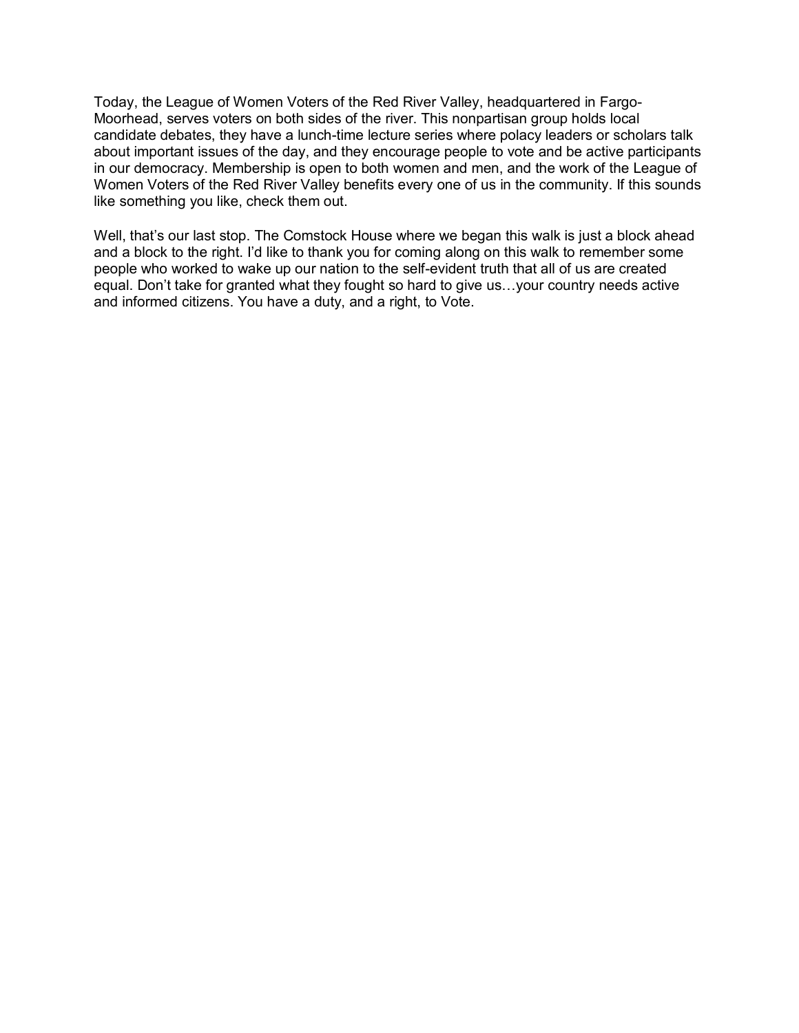Today, the League of Women Voters of the Red River Valley, headquartered in Fargo-Moorhead, serves voters on both sides of the river. This nonpartisan group holds local candidate debates, they have a lunch-time lecture series where polacy leaders or scholars talk about important issues of the day, and they encourage people to vote and be active participants in our democracy. Membership is open to both women and men, and the work of the League of Women Voters of the Red River Valley benefits every one of us in the community. If this sounds like something you like, check them out.

Well, that's our last stop. The Comstock House where we began this walk is just a block ahead and a block to the right. I'd like to thank you for coming along on this walk to remember some people who worked to wake up our nation to the self-evident truth that all of us are created equal. Don't take for granted what they fought so hard to give us…your country needs active and informed citizens. You have a duty, and a right, to Vote.